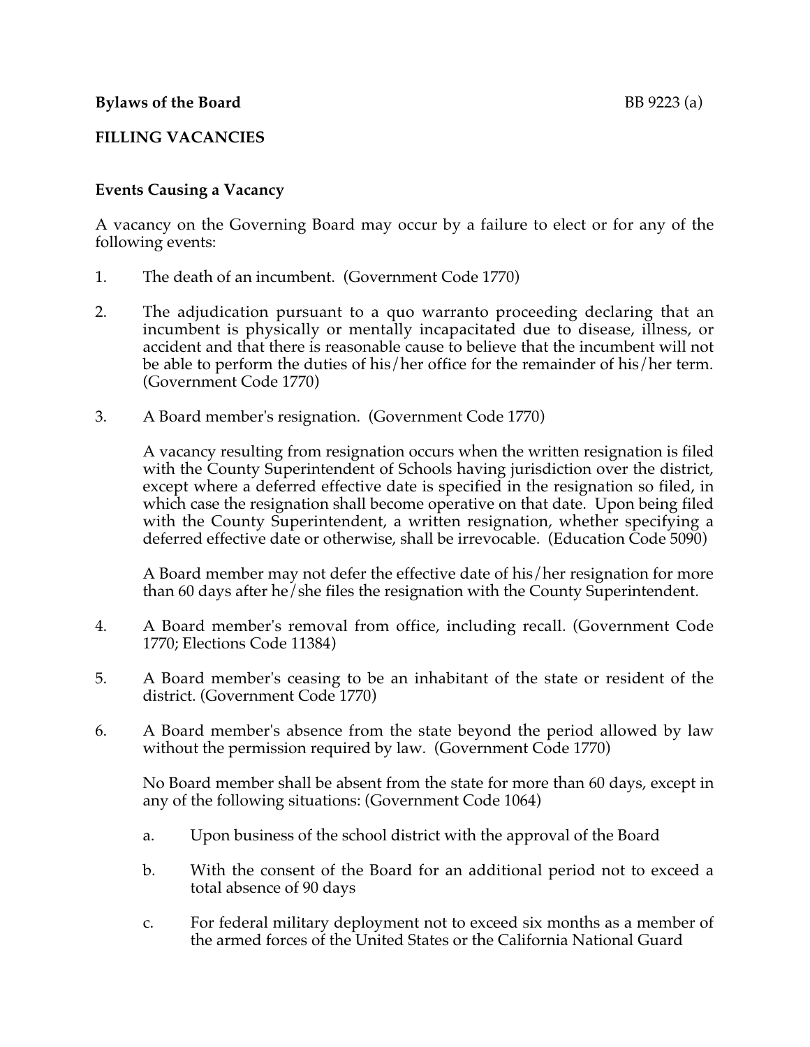**Bylaws of the Board** BB 9223 (a)

**FILLING VACANCIES**

**Events Causing a Vacancy**

A vacancy on the Governing Board may occur by a failure to elect or for any of the following events:

1. The death of an incumbent. (Government Code 1770)

2. The adjudication pursuant to a quo warranto proceeding declaring that an incumbent is physically or mentally incapacitated due to disease, illness, or accident and that there is reasonable cause to believe that the incumbent will not be able to perform the duties of his/her office for the remainder of his/her term. (Government Code 1770)

3. A Board member's resignation. (Government Code 1770)

   A vacancy resulting from resignation occurs when the written resignation is filed with the County Superintendent of Schools having jurisdiction over the district, except where a deferred effective date is specified in the resignation so filed, in which case the resignation shall become operative on that date. Upon being filed with the County Superintendent, a written resignation, whether specifying a deferred effective date or otherwise, shall be irrevocable. (Education Code 5090)

   A Board member may not defer the effective date of his/her resignation for more than 60 days after he/she files the resignation with the County Superintendent.

4. A Board member's removal from office, including recall. (Government Code 1770; Elections Code 11384)

5. A Board member's ceasing to be an inhabitant of the state or resident of the district. (Government Code 1770)

6. A Board member's absence from the state beyond the period allowed by law without the permission required by law. (Government Code 1770)

   No Board member shall be absent from the state for more than 60 days, except in any of the following situations: (Government Code 1064)

   a. Upon business of the school district with the approval of the Board

   b. With the consent of the Board for an additional period not to exceed a total absence of 90 days

   c. For federal military deployment not to exceed six months as a member of the armed forces of the United States or the California National Guard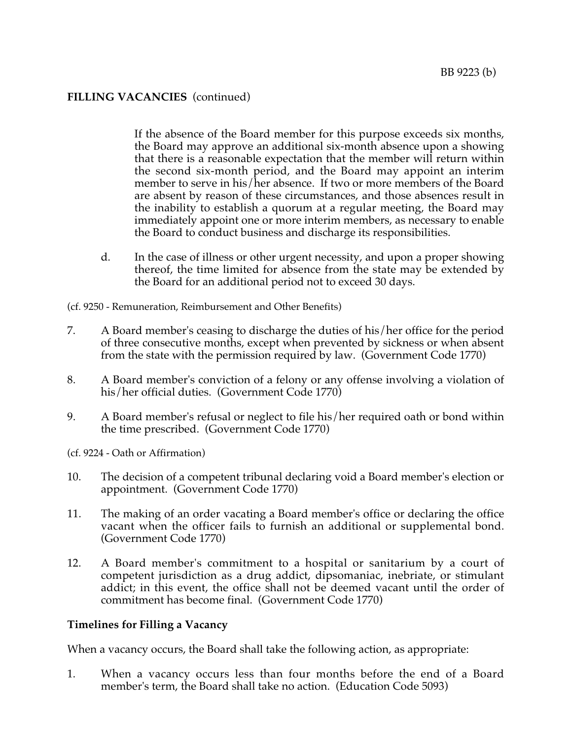**FILLING VACANCIES** (continued)

If the absence of the Board member for this purpose exceeds six months, the Board may approve an additional six-month absence upon a showing that there is a reasonable expectation that the member will return within the second six-month period, and the Board may appoint an interim member to serve in his/her absence. If two or more members of the Board are absent by reason of these circumstances, and those absences result in the inability to establish a quorum at a regular meeting, the Board may immediately appoint one or more interim members, as necessary to enable the Board to conduct business and discharge its responsibilities.

d. In the case of illness or other urgent necessity, and upon a proper showing thereof, the time limited for absence from the state may be extended by the Board for an additional period not to exceed 30 days.

(cf. 9250 - Remuneration, Reimbursement and Other Benefits)

7. A Board member's ceasing to discharge the duties of his/her office for the period of three consecutive months, except when prevented by sickness or when absent from the state with the permission required by law. (Government Code 1770)

8. A Board member's conviction of a felony or any offense involving a violation of his/her official duties. (Government Code 1770)

9. A Board member's refusal or neglect to file his/her required oath or bond within the time prescribed. (Government Code 1770)

(cf. 9224 - Oath or Affirmation)

10. The decision of a competent tribunal declaring void a Board member's election or appointment. (Government Code 1770)

11. The making of an order vacating a Board member's office or declaring the office vacant when the officer fails to furnish an additional or supplemental bond. (Government Code 1770)

12. A Board member's commitment to a hospital or sanitarium by a court of competent jurisdiction as a drug addict, dipsomaniac, inebriate, or stimulant addict; in this event, the office shall not be deemed vacant until the order of commitment has become final. (Government Code 1770)

**Timelines for Filling a Vacancy**

When a vacancy occurs, the Board shall take the following action, as appropriate:

1. When a vacancy occurs less than four months before the end of a Board member's term, the Board shall take no action. (Education Code 5093)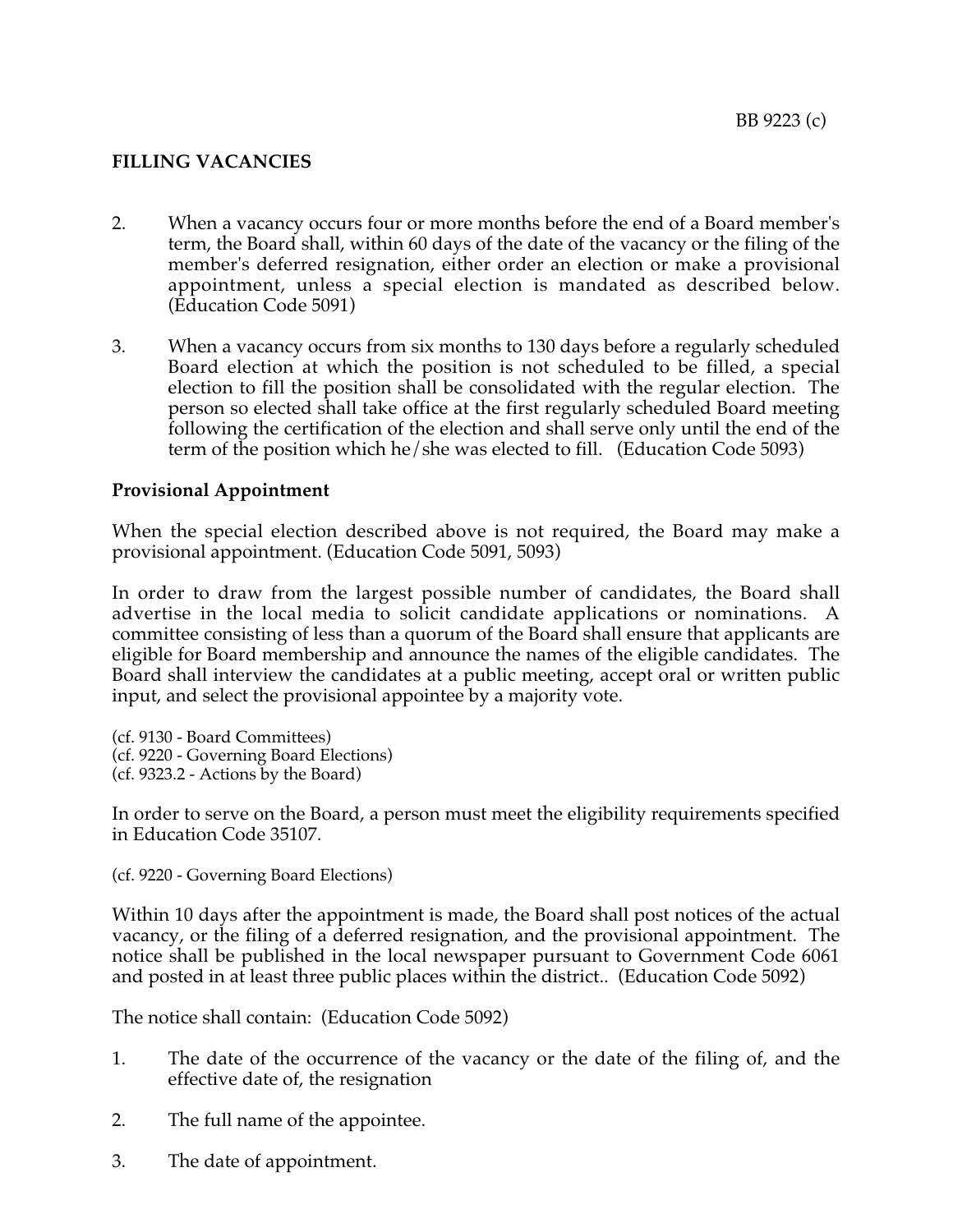## FILLING VACANCIES

2. When a vacancy occurs four or more months before the end of a Board member's term, the Board shall, within 60 days of the date of the vacancy or the filing of the member's deferred resignation, either order an election or make a provisional appointment, unless a special election is mandated as described below. (Education Code 5091)

3. When a vacancy occurs from six months to 130 days before a regularly scheduled Board election at which the position is not scheduled to be filled, a special election to fill the position shall be consolidated with the regular election. The person so elected shall take office at the first regularly scheduled Board meeting following the certification of the election and shall serve only until the end of the term of the position which he/she was elected to fill. (Education Code 5093)

### Provisional Appointment

When the special election described above is not required, the Board may make a provisional appointment. (Education Code 5091, 5093)

In order to draw from the largest possible number of candidates, the Board shall advertise in the local media to solicit candidate applications or nominations. A committee consisting of less than a quorum of the Board shall ensure that applicants are eligible for Board membership and announce the names of the eligible candidates. The Board shall interview the candidates at a public meeting, accept oral or written public input, and select the provisional appointee by a majority vote.

(cf. 9130 - Board Committees)
(cf. 9220 - Governing Board Elections)
(cf. 9323.2 - Actions by the Board)

In order to serve on the Board, a person must meet the eligibility requirements specified in Education Code 35107.

(cf. 9220 - Governing Board Elections)

Within 10 days after the appointment is made, the Board shall post notices of the actual vacancy, or the filing of a deferred resignation, and the provisional appointment. The notice shall be published in the local newspaper pursuant to Government Code 6061 and posted in at least three public places within the district.. (Education Code 5092)

The notice shall contain: (Education Code 5092)

1. The date of the occurrence of the vacancy or the date of the filing of, and the effective date of, the resignation

2. The full name of the appointee.

3. The date of appointment.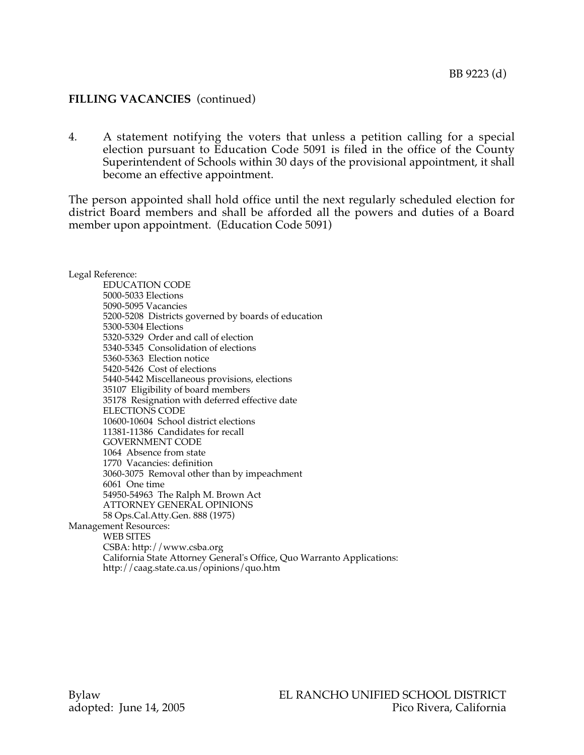**FILLING VACANCIES** (continued)

4. A statement notifying the voters that unless a petition calling for a special election pursuant to Education Code 5091 is filed in the office of the County Superintendent of Schools within 30 days of the provisional appointment, it shall become an effective appointment.

The person appointed shall hold office until the next regularly scheduled election for district Board members and shall be afforded all the powers and duties of a Board member upon appointment. (Education Code 5091)

Legal Reference:

EDUCATION CODE
5000-5033 Elections
5090-5095 Vacancies
5200-5208 Districts governed by boards of education
5300-5304 Elections
5320-5329 Order and call of election
5340-5345 Consolidation of elections
5360-5363 Election notice
5420-5426 Cost of elections
5440-5442 Miscellaneous provisions, elections
35107 Eligibility of board members
35178 Resignation with deferred effective date
ELECTIONS CODE
10600-10604 School district elections
11381-11386 Candidates for recall
GOVERNMENT CODE
1064 Absence from state
1770 Vacancies: definition
3060-3075 Removal other than by impeachment
6061 One time
54950-54963 The Ralph M. Brown Act
ATTORNEY GENERAL OPINIONS
58 Ops.Cal.Atty.Gen. 888 (1975)

Management Resources:

WEB SITES
CSBA: http://www.csba.org
California State Attorney General's Office, Quo Warranto Applications:
http://caag.state.ca.us/opinions/quo.htm

Bylaw
adopted: June 14, 2005

EL RANCHO UNIFIED SCHOOL DISTRICT
Pico Rivera, California